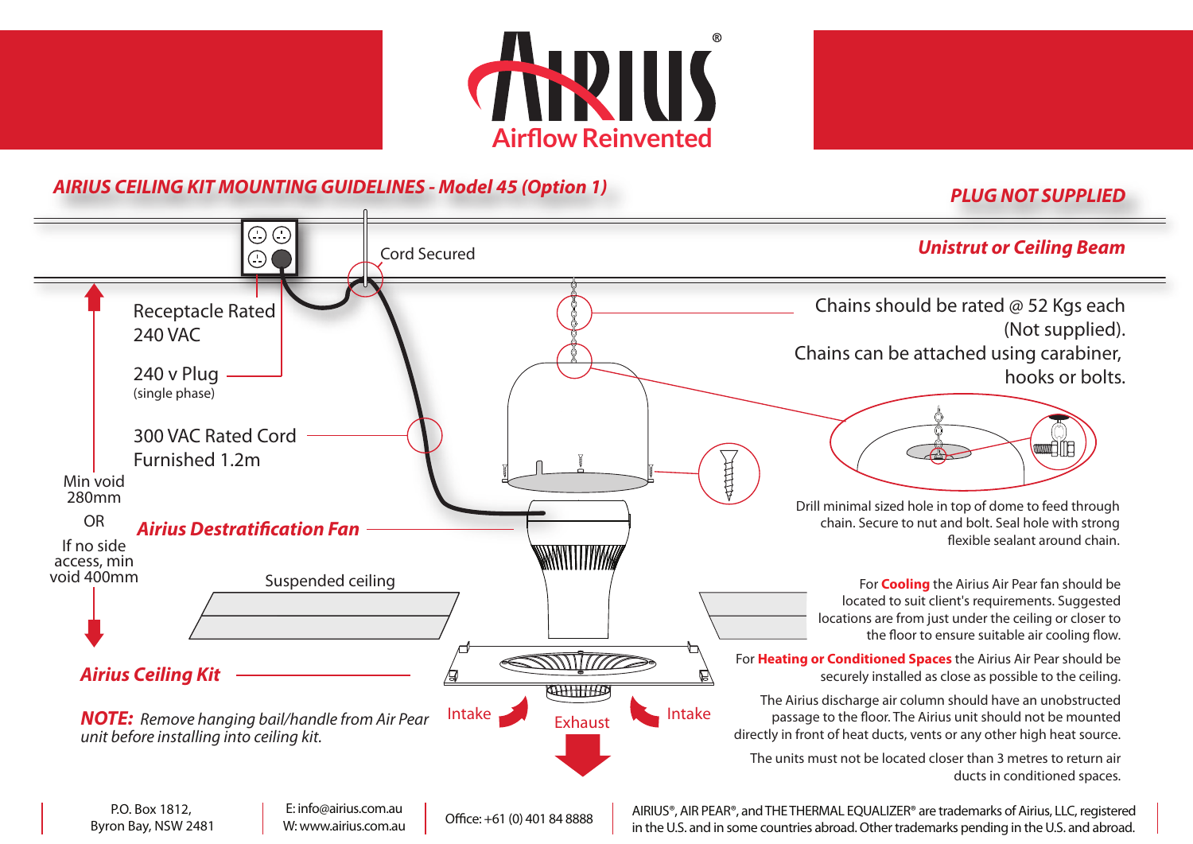# AIRIUS®

Airflow Reinvented

## *AIRIUS CEILING KIT MOUNTING GUIDELINES - Model 45 (Option 1)*

***PLUG NOT SUPPLIED***

***Unistrut or Ceiling Beam***

Cord Secured

Receptacle Rated 240 VAC

240 v Plug
(single phase)

300 VAC Rated Cord Furnished 1.2m

Min void 280mm

OR

If no side access, min void 400mm

***Airius Destratification Fan***

Suspended ceiling

***Airius Ceiling Kit***

***NOTE:*** *Remove hanging bail/handle from Air Pear unit before installing into ceiling kit.*

Intake

Exhaust

Intake

Chains should be rated @ 52 Kgs each (Not supplied).
Chains can be attached using carabiner, hooks or bolts.

Drill minimal sized hole in top of dome to feed through chain. Secure to nut and bolt. Seal hole with strong flexible sealant around chain.

For **Cooling** the Airius Air Pear fan should be located to suit client's requirements. Suggested locations are from just under the ceiling or closer to the floor to ensure suitable air cooling flow.

For **Heating or Conditioned Spaces** the Airius Air Pear should be securely installed as close as possible to the ceiling.

The Airius discharge air column should have an unobstructed passage to the floor. The Airius unit should not be mounted directly in front of heat ducts, vents or any other high heat source.

The units must not be located closer than 3 metres to return air ducts in conditioned spaces.

P.O. Box 1812,
Byron Bay, NSW 2481

E: info@airius.com.au
W: www.airius.com.au

Office: +61 (0) 401 84 8888

AIRIUS®, AIR PEAR®, and THE THERMAL EQUALIZER® are trademarks of Airius, LLC, registered in the U.S. and in some countries abroad. Other trademarks pending in the U.S. and abroad.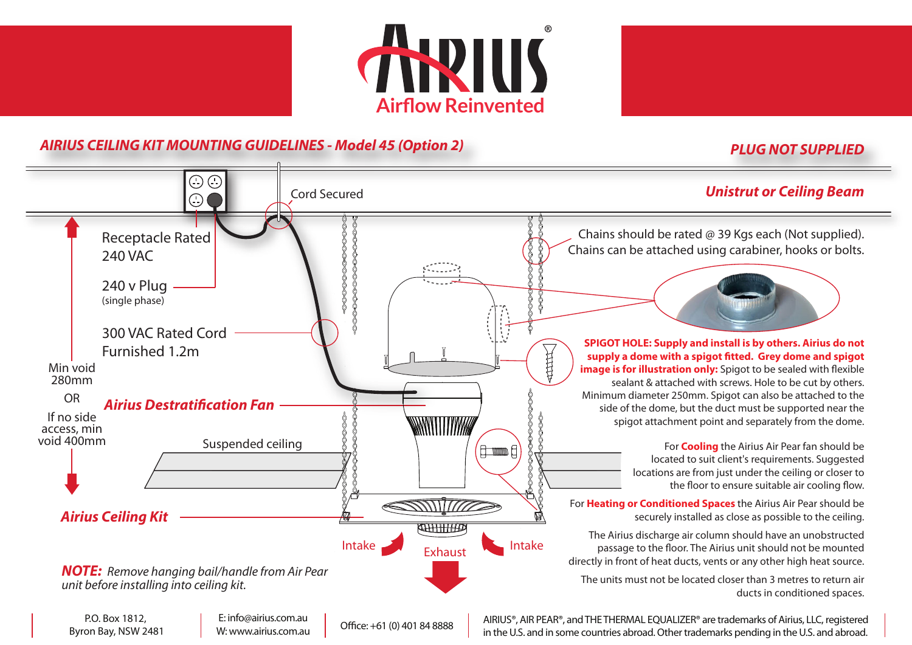# AIRIUS

Airflow Reinvented

## *AIRIUS CEILING KIT MOUNTING GUIDELINES - Model 45 (Option 2)*

***PLUG NOT SUPPLIED***

Cord Secured

***Unistrut or Ceiling Beam***

Chains should be rated @ 39 Kgs each (Not supplied). Chains can be attached using carabiner, hooks or bolts.

Receptacle Rated 240 VAC

240 v Plug
(single phase)

300 VAC Rated Cord Furnished 1.2m

Min void 280mm

OR

If no side access, min void 400mm

***Airius Destratification Fan***

Suspended ceiling

***Airius Ceiling Kit***

Intake

Exhaust

Intake

**SPIGOT HOLE: Supply and install is by others. Airius do not supply a dome with a spigot fitted. Grey dome and spigot image is for illustration only:** Spigot to be sealed with flexible sealant & attached with screws. Hole to be cut by others. Minimum diameter 250mm. Spigot can also be attached to the side of the dome, but the duct must be supported near the spigot attachment point and separately from the dome.

For **Cooling** the Airius Air Pear fan should be located to suit client's requirements. Suggested locations are from just under the ceiling or closer to the floor to ensure suitable air cooling flow.

For **Heating or Conditioned Spaces** the Airius Air Pear should be securely installed as close as possible to the ceiling.

The Airius discharge air column should have an unobstructed passage to the floor. The Airius unit should not be mounted directly in front of heat ducts, vents or any other high heat source.

The units must not be located closer than 3 metres to return air ducts in conditioned spaces.

***NOTE:*** *Remove hanging bail/handle from Air Pear unit before installing into ceiling kit.*

P.O. Box 1812,
Byron Bay, NSW 2481

E: info@airius.com.au
W: www.airius.com.au

Office: +61 (0) 401 84 8888

AIRIUS®, AIR PEAR®, and THE THERMAL EQUALIZER® are trademarks of Airius, LLC, registered in the U.S. and in some countries abroad. Other trademarks pending in the U.S. and abroad.